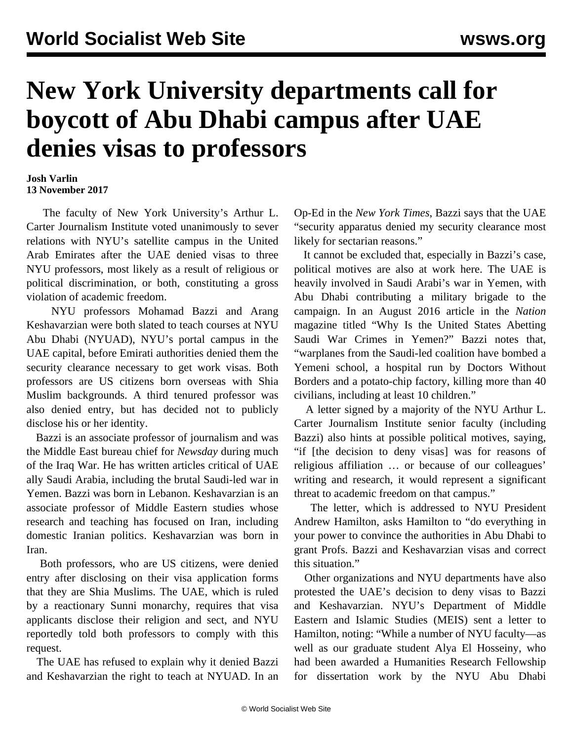# New York University departments call for boycott of Abu Dhabi campus after UAE denies visas to professors

**Josh Varlin**
**13 November 2017**

The faculty of New York University's Arthur L. Carter Journalism Institute voted unanimously to sever relations with NYU's satellite campus in the United Arab Emirates after the UAE denied visas to three NYU professors, most likely as a result of religious or political discrimination, or both, constituting a gross violation of academic freedom.

NYU professors Mohamad Bazzi and Arang Keshavarzian were both slated to teach courses at NYU Abu Dhabi (NYUAD), NYU's portal campus in the UAE capital, before Emirati authorities denied them the security clearance necessary to get work visas. Both professors are US citizens born overseas with Shia Muslim backgrounds. A third tenured professor was also denied entry, but has decided not to publicly disclose his or her identity.

Bazzi is an associate professor of journalism and was the Middle East bureau chief for *Newsday* during much of the Iraq War. He has written articles critical of UAE ally Saudi Arabia, including the brutal Saudi-led war in Yemen. Bazzi was born in Lebanon. Keshavarzian is an associate professor of Middle Eastern studies whose research and teaching has focused on Iran, including domestic Iranian politics. Keshavarzian was born in Iran.

Both professors, who are US citizens, were denied entry after disclosing on their visa application forms that they are Shia Muslims. The UAE, which is ruled by a reactionary Sunni monarchy, requires that visa applicants disclose their religion and sect, and NYU reportedly told both professors to comply with this request.

The UAE has refused to explain why it denied Bazzi and Keshavarzian the right to teach at NYUAD. In an Op-Ed in the *New York Times*, Bazzi says that the UAE "security apparatus denied my security clearance most likely for sectarian reasons."

It cannot be excluded that, especially in Bazzi's case, political motives are also at work here. The UAE is heavily involved in Saudi Arabi's war in Yemen, with Abu Dhabi contributing a military brigade to the campaign. In an August 2016 article in the *Nation* magazine titled "Why Is the United States Abetting Saudi War Crimes in Yemen?" Bazzi notes that, "warplanes from the Saudi-led coalition have bombed a Yemeni school, a hospital run by Doctors Without Borders and a potato-chip factory, killing more than 40 civilians, including at least 10 children."

A letter signed by a majority of the NYU Arthur L. Carter Journalism Institute senior faculty (including Bazzi) also hints at possible political motives, saying, "if [the decision to deny visas] was for reasons of religious affiliation … or because of our colleagues' writing and research, it would represent a significant threat to academic freedom on that campus."

The letter, which is addressed to NYU President Andrew Hamilton, asks Hamilton to "do everything in your power to convince the authorities in Abu Dhabi to grant Profs. Bazzi and Keshavarzian visas and correct this situation."

Other organizations and NYU departments have also protested the UAE's decision to deny visas to Bazzi and Keshavarzian. NYU's Department of Middle Eastern and Islamic Studies (MEIS) sent a letter to Hamilton, noting: "While a number of NYU faculty—as well as our graduate student Alya El Hosseiny, who had been awarded a Humanities Research Fellowship for dissertation work by the NYU Abu Dhabi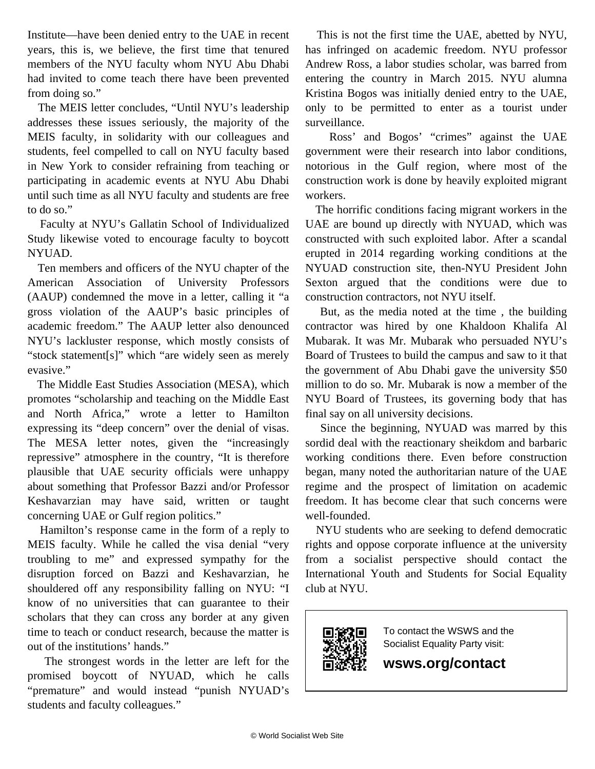Institute—have been denied entry to the UAE in recent years, this is, we believe, the first time that tenured members of the NYU faculty whom NYU Abu Dhabi had invited to come teach there have been prevented from doing so."

The MEIS letter concludes, "Until NYU's leadership addresses these issues seriously, the majority of the MEIS faculty, in solidarity with our colleagues and students, feel compelled to call on NYU faculty based in New York to consider refraining from teaching or participating in academic events at NYU Abu Dhabi until such time as all NYU faculty and students are free to do so."

Faculty at NYU's Gallatin School of Individualized Study likewise voted to encourage faculty to boycott NYUAD.

Ten members and officers of the NYU chapter of the American Association of University Professors (AAUP) condemned the move in a letter, calling it "a gross violation of the AAUP's basic principles of academic freedom." The AAUP letter also denounced NYU's lackluster response, which mostly consists of "stock statement[s]" which "are widely seen as merely evasive."

The Middle East Studies Association (MESA), which promotes "scholarship and teaching on the Middle East and North Africa," wrote a letter to Hamilton expressing its "deep concern" over the denial of visas. The MESA letter notes, given the "increasingly repressive" atmosphere in the country, "It is therefore plausible that UAE security officials were unhappy about something that Professor Bazzi and/or Professor Keshavarzian may have said, written or taught concerning UAE or Gulf region politics."

Hamilton's response came in the form of a reply to MEIS faculty. While he called the visa denial "very troubling to me" and expressed sympathy for the disruption forced on Bazzi and Keshavarzian, he shouldered off any responsibility falling on NYU: "I know of no universities that can guarantee to their scholars that they can cross any border at any given time to teach or conduct research, because the matter is out of the institutions' hands."

The strongest words in the letter are left for the promised boycott of NYUAD, which he calls "premature" and would instead "punish NYUAD's students and faculty colleagues."

This is not the first time the UAE, abetted by NYU, has infringed on academic freedom. NYU professor Andrew Ross, a labor studies scholar, was barred from entering the country in March 2015. NYU alumna Kristina Bogos was initially denied entry to the UAE, only to be permitted to enter as a tourist under surveillance.

Ross' and Bogos' "crimes" against the UAE government were their research into labor conditions, notorious in the Gulf region, where most of the construction work is done by heavily exploited migrant workers.

The horrific conditions facing migrant workers in the UAE are bound up directly with NYUAD, which was constructed with such exploited labor. After a scandal erupted in 2014 regarding working conditions at the NYUAD construction site, then-NYU President John Sexton argued that the conditions were due to construction contractors, not NYU itself.

But, as the media noted at the time , the building contractor was hired by one Khaldoon Khalifa Al Mubarak. It was Mr. Mubarak who persuaded NYU's Board of Trustees to build the campus and saw to it that the government of Abu Dhabi gave the university $50 million to do so. Mr. Mubarak is now a member of the NYU Board of Trustees, its governing body that has final say on all university decisions.

Since the beginning, NYUAD was marred by this sordid deal with the reactionary sheikdom and barbaric working conditions there. Even before construction began, many noted the authoritarian nature of the UAE regime and the prospect of limitation on academic freedom. It has become clear that such concerns were well-founded.

NYU students who are seeking to defend democratic rights and oppose corporate influence at the university from a socialist perspective should contact the International Youth and Students for Social Equality club at NYU.

To contact the WSWS and the Socialist Equality Party visit:

**wsws.org/contact**